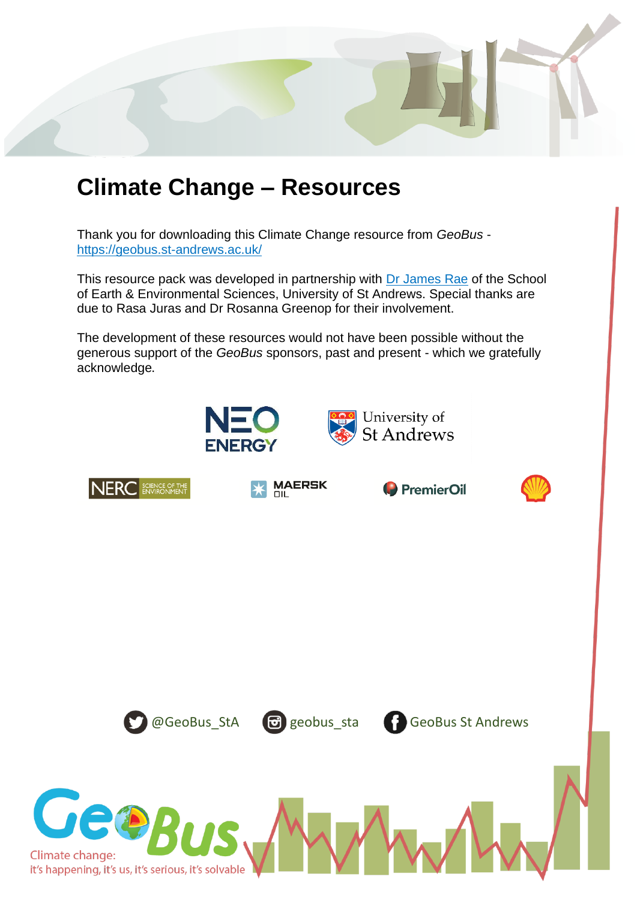# Climate Change – Resources

Thank you for downloading this Climate Change resource from *GeoBus* - [https://geobus.st-andrews.ac.uk/](https://geobus.st-andrews.ac.uk/)

This resource pack was developed in partnership with [Dr James Rae](#) of the School of Earth & Environmental Sciences, University of St Andrews. Special thanks are due to Rasa Juras and Dr Rosanna Greenop for their involvement.

The development of these resources would not have been possible without the generous support of the *GeoBus* sponsors, past and present - which we gratefully acknowledge.

NEO ENERGY

University of St Andrews

NERC SCIENCE OF THE ENVIRONMENT

MAERSK OIL

PremierOil

@GeoBus_StA geobus_sta GeoBus St Andrews

GeoBus

Climate change: it's happening, it's us, it's serious, it's solvable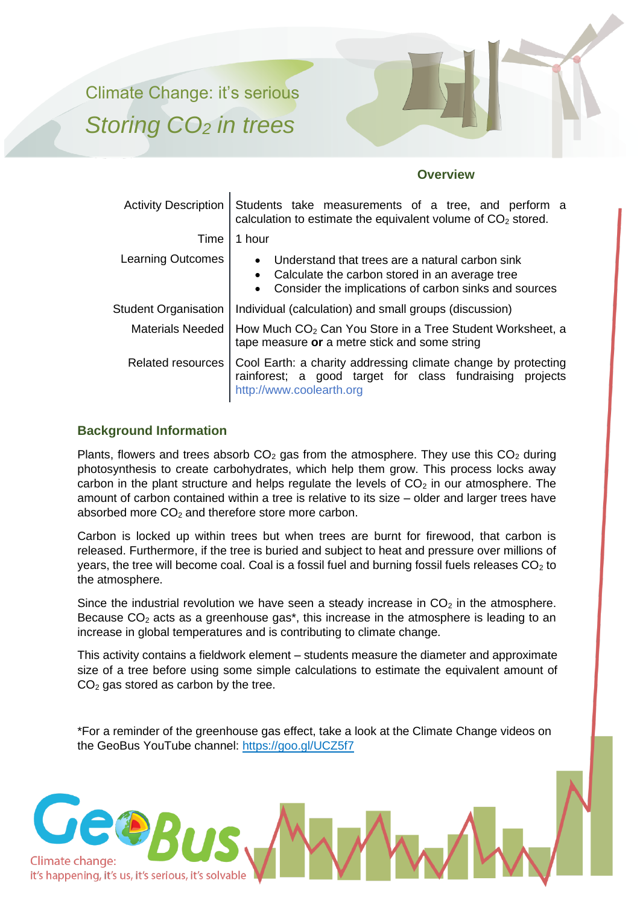# Climate Change: it's serious

## *Storing $CO_2$ in trees*

### Overview

| | |
|---|---|
| Activity Description | Students take measurements of a tree, and perform a calculation to estimate the equivalent volume of $CO_2$ stored. |
| Time | 1 hour |
| Learning Outcomes | • Understand that trees are a natural carbon sink<br>• Calculate the carbon stored in an average tree<br>• Consider the implications of carbon sinks and sources |
| Student Organisation | Individual (calculation) and small groups (discussion) |
| Materials Needed | How Much $CO_2$ Can You Store in a Tree Student Worksheet, a tape measure **or** a metre stick and some string |
| Related resources | Cool Earth: a charity addressing climate change by protecting rainforest; a good target for class fundraising projects http://www.coolearth.org |

### Background Information

Plants, flowers and trees absorb $CO_2$ gas from the atmosphere. They use this $CO_2$ during photosynthesis to create carbohydrates, which help them grow. This process locks away carbon in the plant structure and helps regulate the levels of $CO_2$ in our atmosphere. The amount of carbon contained within a tree is relative to its size – older and larger trees have absorbed more $CO_2$ and therefore store more carbon.

Carbon is locked up within trees but when trees are burnt for firewood, that carbon is released. Furthermore, if the tree is buried and subject to heat and pressure over millions of years, the tree will become coal. Coal is a fossil fuel and burning fossil fuels releases $CO_2$ to the atmosphere.

Since the industrial revolution we have seen a steady increase in $CO_2$ in the atmosphere. Because $CO_2$ acts as a greenhouse gas*, this increase in the atmosphere is leading to an increase in global temperatures and is contributing to climate change.

This activity contains a fieldwork element – students measure the diameter and approximate size of a tree before using some simple calculations to estimate the equivalent amount of $CO_2$ gas stored as carbon by the tree.

*For a reminder of the greenhouse gas effect, take a look at the Climate Change videos on the GeoBus YouTube channel: https://goo.gl/UCZ5f7

GeoBus
Climate change:
it's happening, it's us, it's serious, it's solvable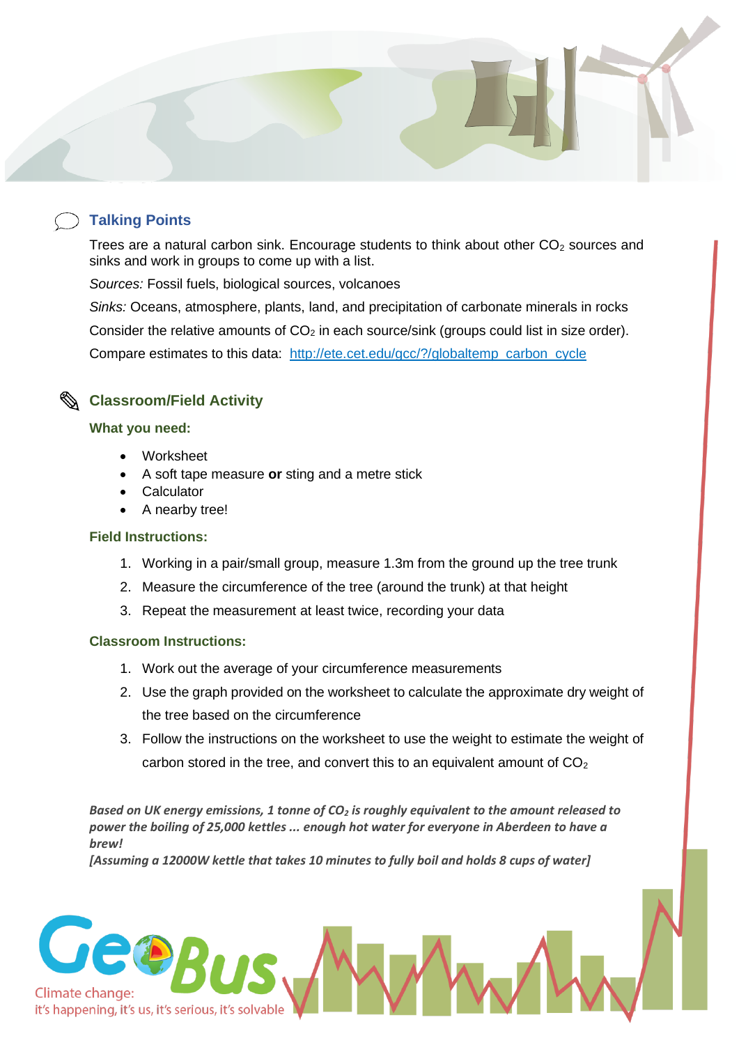## Talking Points

Trees are a natural carbon sink. Encourage students to think about other $CO_2$ sources and sinks and work in groups to come up with a list.

*Sources:* Fossil fuels, biological sources, volcanoes

*Sinks:* Oceans, atmosphere, plants, land, and precipitation of carbonate minerals in rocks

Consider the relative amounts of $CO_2$ in each source/sink (groups could list in size order).

Compare estimates to this data: [http://ete.cet.edu/gcc/?/globaltemp_carbon_cycle](http://ete.cet.edu/gcc/?/globaltemp_carbon_cycle)

## Classroom/Field Activity

### What you need:

- Worksheet
- A soft tape measure **or** sting and a metre stick
- Calculator
- A nearby tree!

### Field Instructions:

1. Working in a pair/small group, measure 1.3m from the ground up the tree trunk
2. Measure the circumference of the tree (around the trunk) at that height
3. Repeat the measurement at least twice, recording your data

### Classroom Instructions:

1. Work out the average of your circumference measurements
2. Use the graph provided on the worksheet to calculate the approximate dry weight of the tree based on the circumference
3. Follow the instructions on the worksheet to use the weight to estimate the weight of carbon stored in the tree, and convert this to an equivalent amount of $CO_2$

***Based on UK energy emissions, 1 tonne of $CO_2$ is roughly equivalent to the amount released to power the boiling of 25,000 kettles ... enough hot water for everyone in Aberdeen to have a brew!***
***[Assuming a 12000W kettle that takes 10 minutes to fully boil and holds 8 cups of water]***

GeoBus

Climate change: it's happening, it's us, it's serious, it's solvable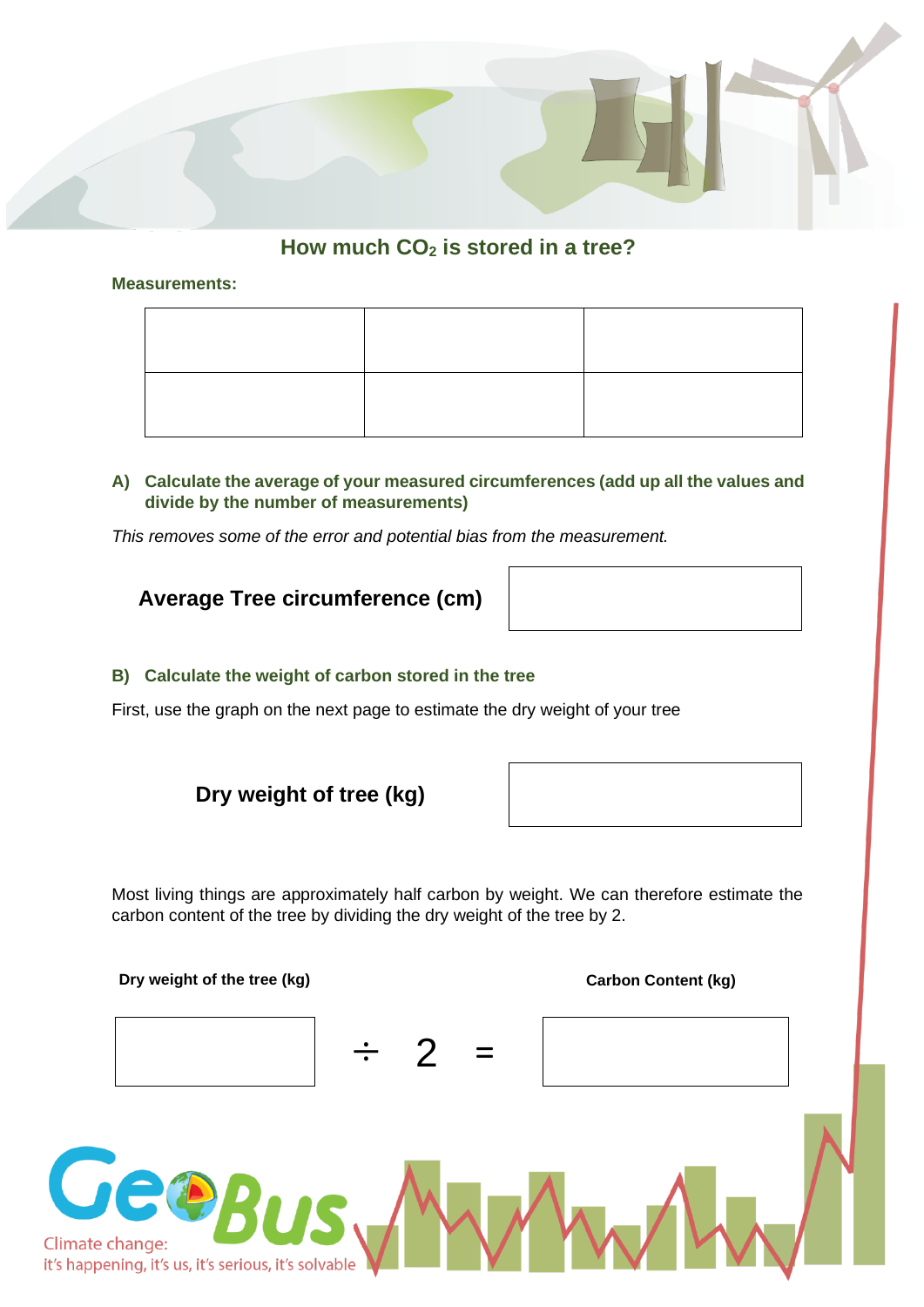## How much $CO_2$ is stored in a tree?

**Measurements:**

| | | |
|---|---|---|
| | | |

**A) Calculate the average of your measured circumferences (add up all the values and divide by the number of measurements)**

*This removes some of the error and potential bias from the measurement.*

| **Average Tree circumference (cm)** | |
|---|---|

**B) Calculate the weight of carbon stored in the tree**

First, use the graph on the next page to estimate the dry weight of your tree

| **Dry weight of tree (kg)** | |
|---|---|

Most living things are approximately half carbon by weight. We can therefore estimate the carbon content of the tree by dividing the dry weight of the tree by 2.

| **Dry weight of the tree (kg)** | | | | **Carbon Content (kg)** |
|---|---|---|---|---|
| | ÷ | 2 | = | |

Climate change:
it's happening, it's us, it's serious, it's solvable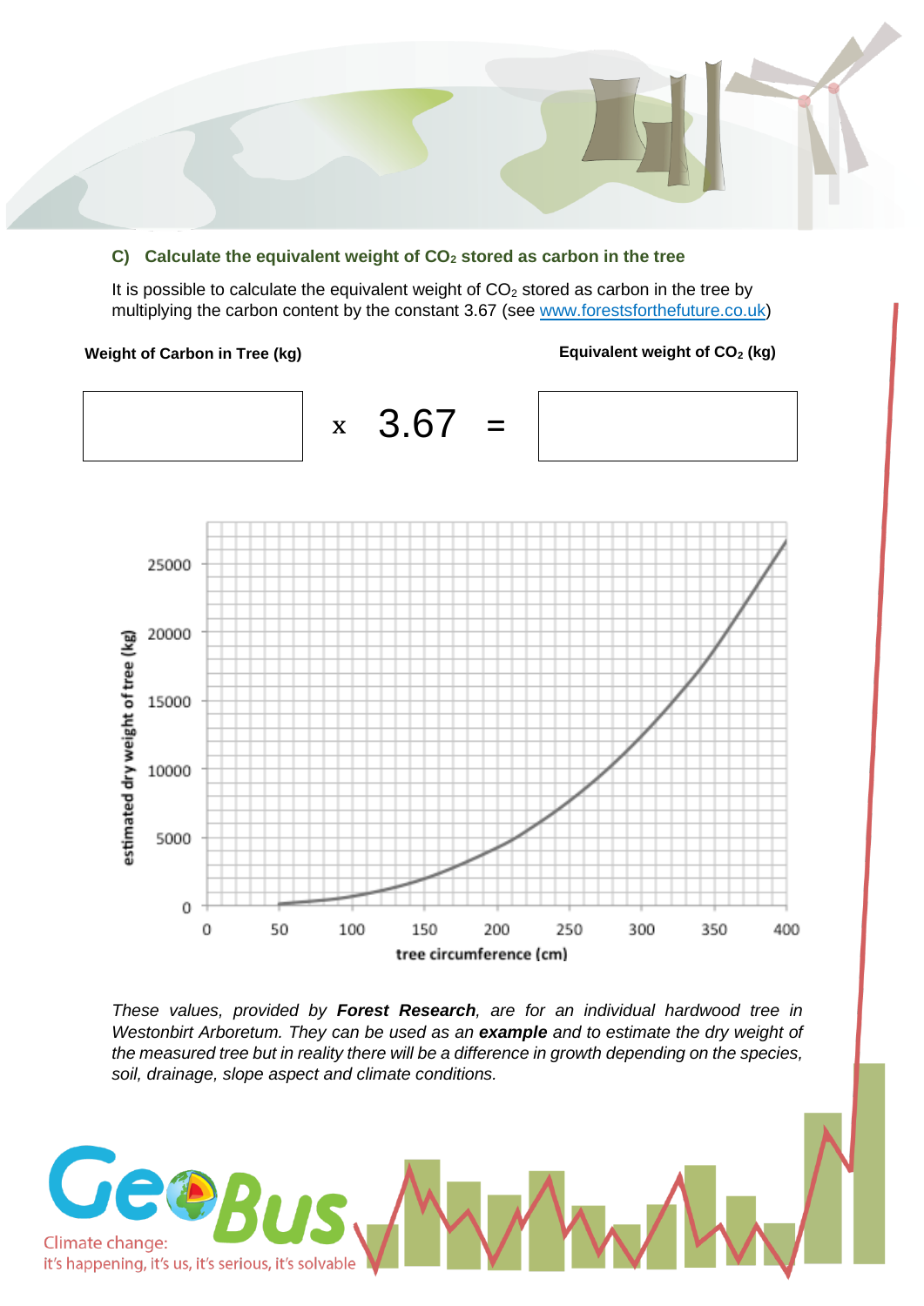### C) Calculate the equivalent weight of $CO_2$ stored as carbon in the tree

It is possible to calculate the equivalent weight of $CO_2$ stored as carbon in the tree by multiplying the carbon content by the constant 3.67 (see www.forestsforthefuture.co.uk)

| **Weight of Carbon in Tree (kg)** | | | | **Equivalent weight of $CO_2$ (kg)** |
|---|---|---|---|---|
| | x | 3.67 | = | |

estimated dry weight of tree (kg)

tree circumference (cm)

*These values, provided by **Forest Research**, are for an individual hardwood tree in Westonbirt Arboretum. They can be used as an **example** and to estimate the dry weight of the measured tree but in reality there will be a difference in growth depending on the species, soil, drainage, slope aspect and climate conditions.*

GeoBus

Climate change:
it's happening, it's us, it's serious, it's solvable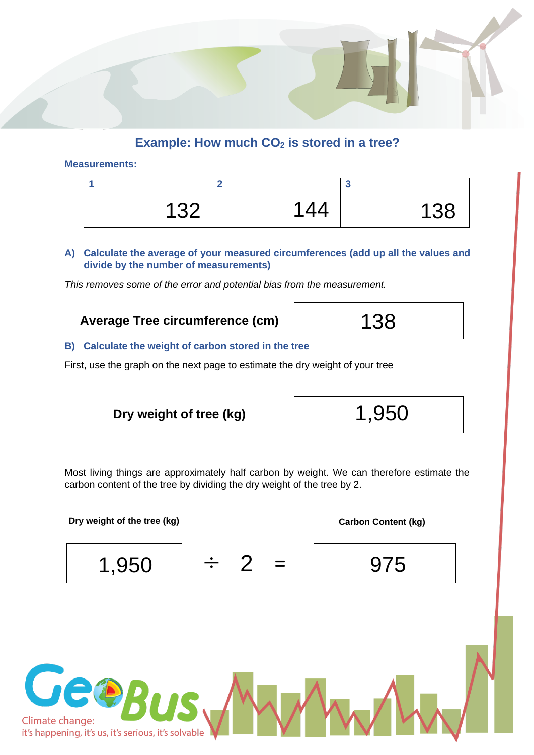## Example: How much $CO_2$ is stored in a tree?

**Measurements:**

| 1 | 2 | 3 |
|---|---|---|
| 132 | 144 | 138 |

**A) Calculate the average of your measured circumferences (add up all the values and divide by the number of measurements)**

*This removes some of the error and potential bias from the measurement.*

| **Average Tree circumference (cm)** | 138 |
|---|---|

**B) Calculate the weight of carbon stored in the tree**

First, use the graph on the next page to estimate the dry weight of your tree

| **Dry weight of tree (kg)** | 1,950 |
|---|---|

Most living things are approximately half carbon by weight. We can therefore estimate the carbon content of the tree by dividing the dry weight of the tree by 2.

| **Dry weight of the tree (kg)** | | | | **Carbon Content (kg)** |
|---|---|---|---|---|
| 1,950 | ÷ | 2 | = | 975 |

GeoBus

Climate change: it's happening, it's us, it's serious, it's solvable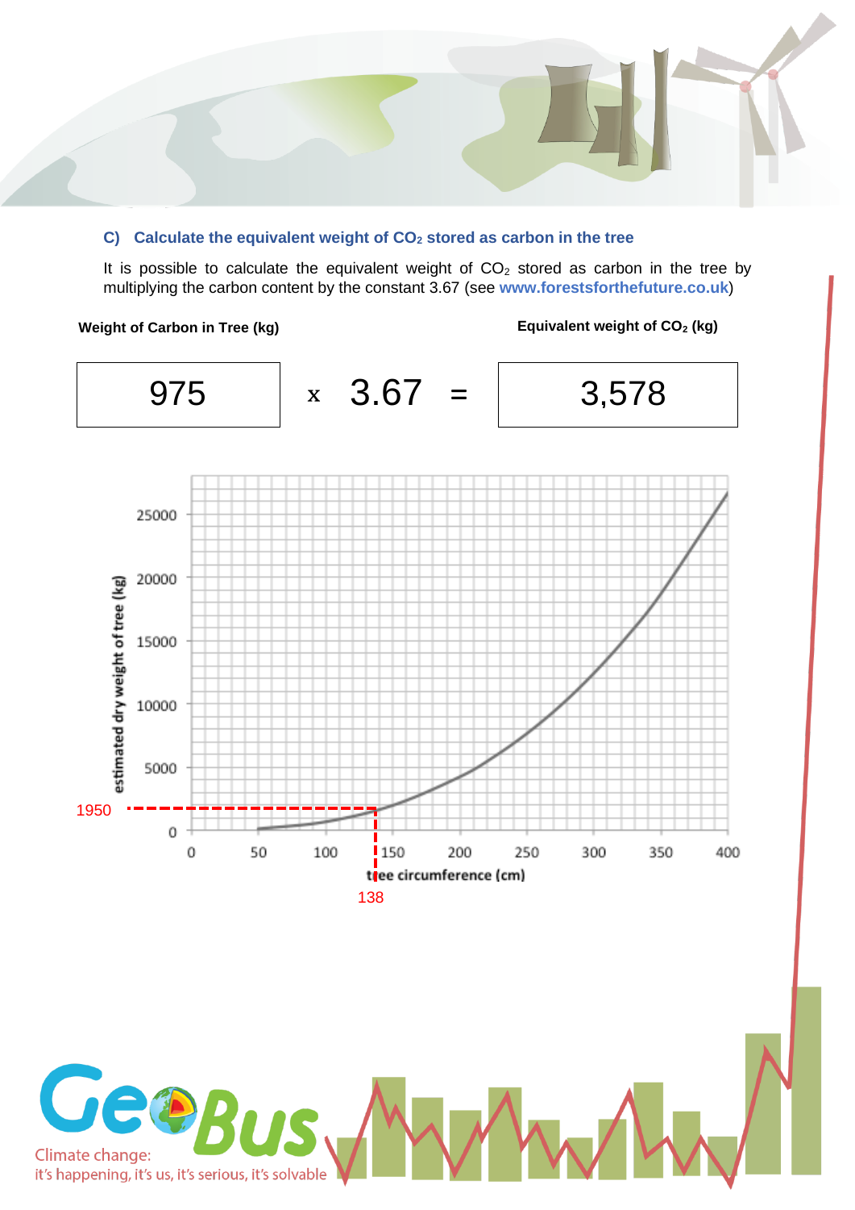### C) Calculate the equivalent weight of $CO_2$ stored as carbon in the tree

It is possible to calculate the equivalent weight of $CO_2$ stored as carbon in the tree by multiplying the carbon content by the constant 3.67 (see **www.forestsforthefuture.co.uk**)

**Weight of Carbon in Tree (kg)**

**Equivalent weight of $CO_2$ (kg)**

975 x 3.67 = 3,578

estimated dry weight of tree (kg)

25000
20000
15000
10000
5000
0

1950

0 50 100 150 200 250 300 350 400

tree circumference (cm)

138

GeoBus

Climate change:
it's happening, it's us, it's serious, it's solvable